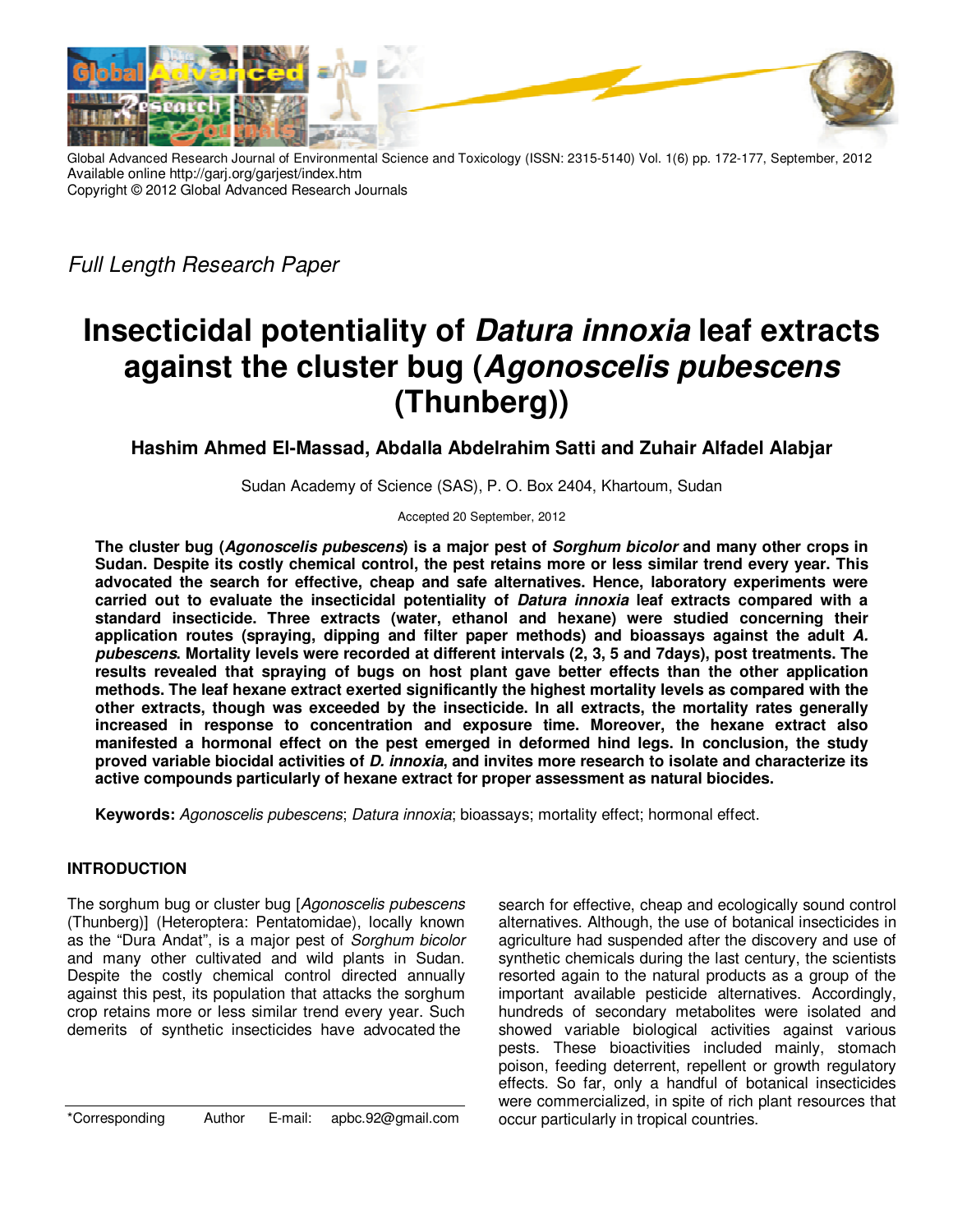Global Advanced Research Journal of Environmental Science and Toxicology (ISSN: 2315-5140) Vol. 1(6) pp. 172-177, September, 2012
Available online http://garj.org/garjest/index.htm
Copyright © 2012 Global Advanced Research Journals

*Full Length Research Paper*

# Insecticidal potentiality of *Datura innoxia* leaf extracts against the cluster bug (*Agonoscelis pubescens* (Thunberg))

**Hashim Ahmed El-Massad, Abdalla Abdelrahim Satti and Zuhair Alfadel Alabjar**

Sudan Academy of Science (SAS), P. O. Box 2404, Khartoum, Sudan

Accepted 20 September, 2012

**The cluster bug (*Agonoscelis pubescens*) is a major pest of *Sorghum bicolor* and many other crops in Sudan. Despite its costly chemical control, the pest retains more or less similar trend every year. This advocated the search for effective, cheap and safe alternatives. Hence, laboratory experiments were carried out to evaluate the insecticidal potentiality of *Datura innoxia* leaf extracts compared with a standard insecticide. Three extracts (water, ethanol and hexane) were studied concerning their application routes (spraying, dipping and filter paper methods) and bioassays against the adult *A. pubescens*. Mortality levels were recorded at different intervals (2, 3, 5 and 7days), post treatments. The results revealed that spraying of bugs on host plant gave better effects than the other application methods. The leaf hexane extract exerted significantly the highest mortality levels as compared with the other extracts, though was exceeded by the insecticide. In all extracts, the mortality rates generally increased in response to concentration and exposure time. Moreover, the hexane extract also manifested a hormonal effect on the pest emerged in deformed hind legs. In conclusion, the study proved variable biocidal activities of *D. innoxia*, and invites more research to isolate and characterize its active compounds particularly of hexane extract for proper assessment as natural biocides.**

**Keywords:** *Agonoscelis pubescens*; *Datura innoxia*; bioassays; mortality effect; hormonal effect.

## INTRODUCTION

The sorghum bug or cluster bug [*Agonoscelis pubescens* (Thunberg)] (Heteroptera: Pentatomidae), locally known as the "Dura Andat", is a major pest of *Sorghum bicolor* and many other cultivated and wild plants in Sudan. Despite the costly chemical control directed annually against this pest, its population that attacks the sorghum crop retains more or less similar trend every year. Such demerits of synthetic insecticides have advocated the search for effective, cheap and ecologically sound control alternatives. Although, the use of botanical insecticides in agriculture had suspended after the discovery and use of synthetic chemicals during the last century, the scientists resorted again to the natural products as a group of the important available pesticide alternatives. Accordingly, hundreds of secondary metabolites were isolated and showed variable biological activities against various pests. These bioactivities included mainly, stomach poison, feeding deterrent, repellent or growth regulatory effects. So far, only a handful of botanical insecticides were commercialized, in spite of rich plant resources that occur particularly in tropical countries.

*Corresponding Author E-mail: apbc.92@gmail.com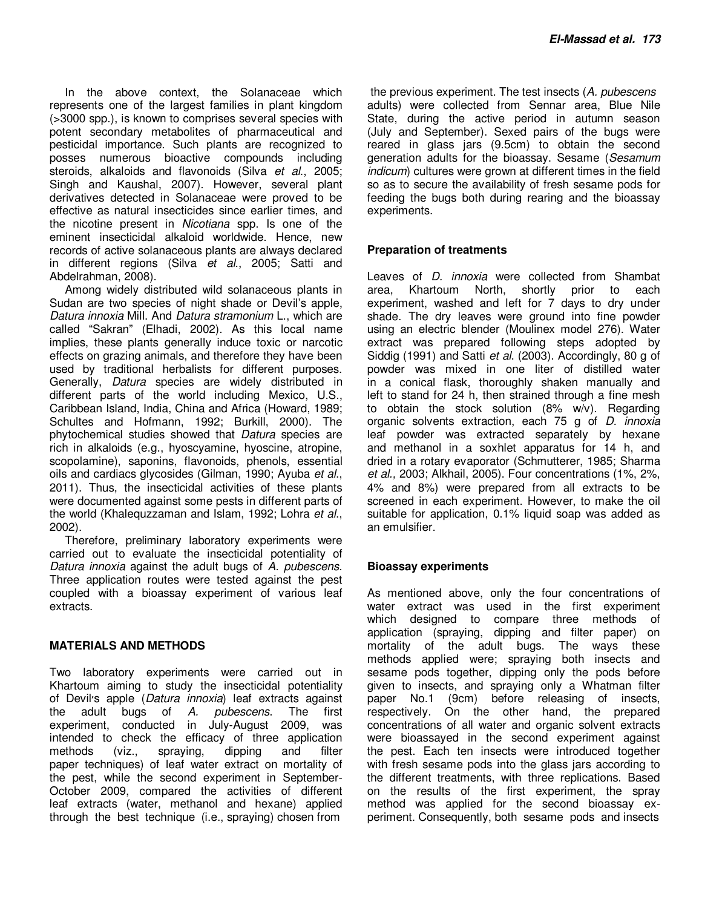In the above context, the Solanaceae which represents one of the largest families in plant kingdom (>3000 spp.), is known to comprises several species with potent secondary metabolites of pharmaceutical and pesticidal importance. Such plants are recognized to posses numerous bioactive compounds including steroids, alkaloids and flavonoids (Silva *et al*., 2005; Singh and Kaushal, 2007). However, several plant derivatives detected in Solanaceae were proved to be effective as natural insecticides since earlier times, and the nicotine present in *Nicotiana* spp. Is one of the eminent insecticidal alkaloid worldwide. Hence, new records of active solanaceous plants are always declared in different regions (Silva *et al*., 2005; Satti and Abdelrahman, 2008).

Among widely distributed wild solanaceous plants in Sudan are two species of night shade or Devil's apple, *Datura innoxia* Mill. And *Datura stramonium* L., which are called "Sakran" (Elhadi, 2002). As this local name implies, these plants generally induce toxic or narcotic effects on grazing animals, and therefore they have been used by traditional herbalists for different purposes. Generally, *Datura* species are widely distributed in different parts of the world including Mexico, U.S., Caribbean Island, India, China and Africa (Howard, 1989; Schultes and Hofmann, 1992; Burkill, 2000). The phytochemical studies showed that *Datura* species are rich in alkaloids (e.g., hyoscyamine, hyoscine, atropine, scopolamine), saponins, flavonoids, phenols, essential oils and cardiacs glycosides (Gilman, 1990; Ayuba *et al*., 2011). Thus, the insecticidal activities of these plants were documented against some pests in different parts of the world (Khalequzzaman and Islam, 1992; Lohra *et al*., 2002).

Therefore, preliminary laboratory experiments were carried out to evaluate the insecticidal potentiality of *Datura innoxia* against the adult bugs of *A. pubescens*. Three application routes were tested against the pest coupled with a bioassay experiment of various leaf extracts.

## MATERIALS AND METHODS

Two laboratory experiments were carried out in Khartoum aiming to study the insecticidal potentiality of Devil's apple (*Datura innoxia*) leaf extracts against the adult bugs of *A. pubescens*. The first experiment, conducted in July-August 2009, was intended to check the efficacy of three application methods (viz., spraying, dipping and filter paper techniques) of leaf water extract on mortality of the pest, while the second experiment in September-October 2009, compared the activities of different leaf extracts (water, methanol and hexane) applied through the best technique (i.e., spraying) chosen from the previous experiment. The test insects (*A. pubescens* adults) were collected from Sennar area, Blue Nile State, during the active period in autumn season (July and September). Sexed pairs of the bugs were reared in glass jars (9.5cm) to obtain the second generation adults for the bioassay. Sesame (*Sesamum indicum*) cultures were grown at different times in the field so as to secure the availability of fresh sesame pods for feeding the bugs both during rearing and the bioassay experiments.

### Preparation of treatments

Leaves of *D. innoxia* were collected from Shambat area, Khartoum North, shortly prior to each experiment, washed and left for 7 days to dry under shade. The dry leaves were ground into fine powder using an electric blender (Moulinex model 276). Water extract was prepared following steps adopted by Siddig (1991) and Satti *et al*. (2003). Accordingly, 80 g of powder was mixed in one liter of distilled water in a conical flask, thoroughly shaken manually and left to stand for 24 h, then strained through a fine mesh to obtain the stock solution (8% w/v). Regarding organic solvents extraction, each 75 g of *D. innoxia* leaf powder was extracted separately by hexane and methanol in a soxhlet apparatus for 14 h, and dried in a rotary evaporator (Schmutterer, 1985; Sharma *et al.,* 2003; Alkhail, 2005). Four concentrations (1%, 2%, 4% and 8%) were prepared from all extracts to be screened in each experiment. However, to make the oil suitable for application, 0.1% liquid soap was added as an emulsifier.

### Bioassay experiments

As mentioned above, only the four concentrations of water extract was used in the first experiment which designed to compare three methods of application (spraying, dipping and filter paper) on mortality of the adult bugs. The ways these methods applied were; spraying both insects and sesame pods together, dipping only the pods before given to insects, and spraying only a Whatman filter paper No.1 (9cm) before releasing of insects, respectively. On the other hand, the prepared concentrations of all water and organic solvent extracts were bioassayed in the second experiment against the pest. Each ten insects were introduced together with fresh sesame pods into the glass jars according to the different treatments, with three replications. Based on the results of the first experiment, the spray method was applied for the second bioassay experiment. Consequently, both sesame pods and insects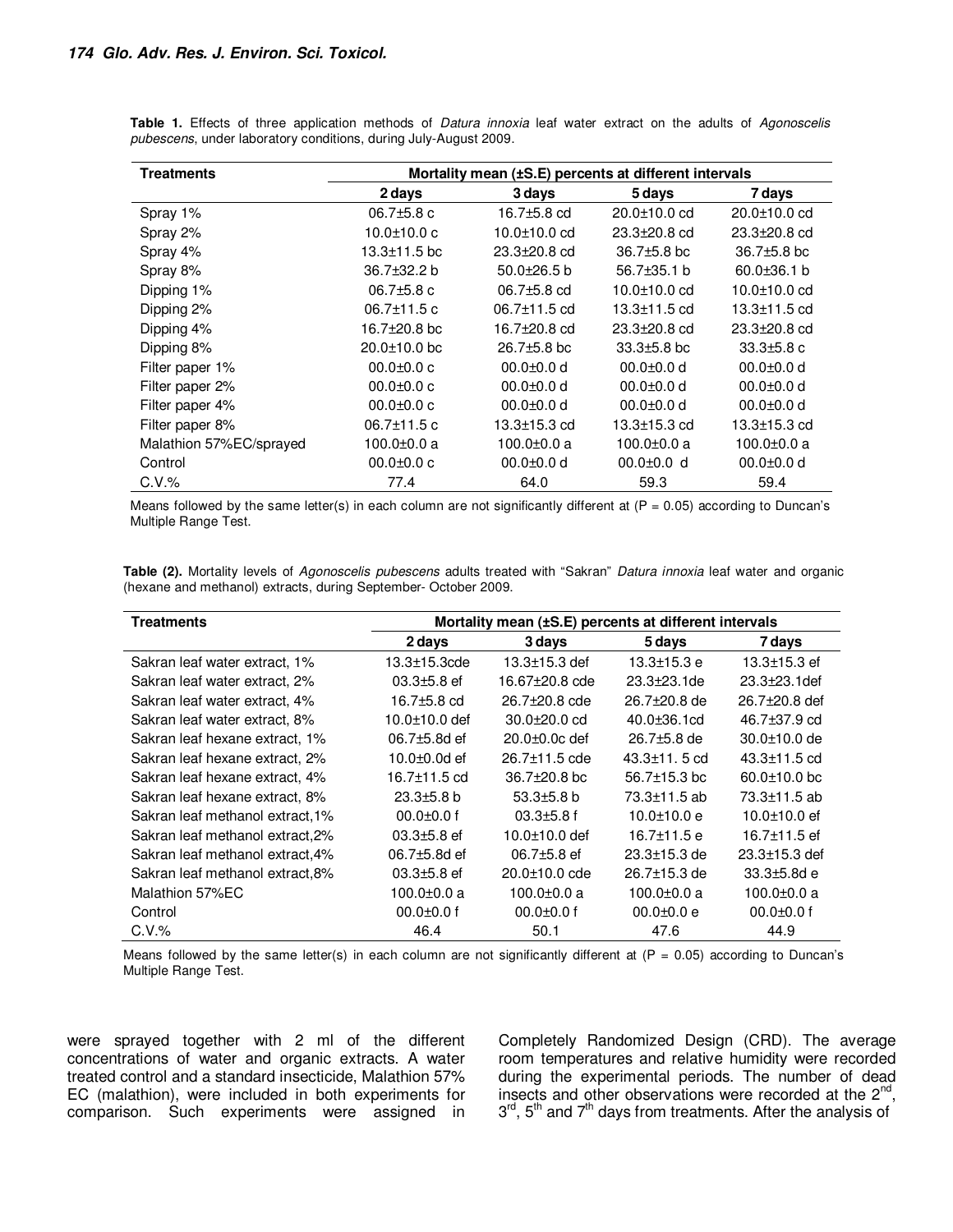**Table 1.** Effects of three application methods of *Datura innoxia* leaf water extract on the adults of *Agonoscelis pubescens*, under laboratory conditions, during July-August 2009.

| Treatments | Mortality mean (±S.E) percents at different intervals | | | |
|---|---|---|---|---|
| | 2 days | 3 days | 5 days | 7 days |
| Spray 1% | 06.7±5.8 c | 16.7±5.8 cd | 20.0±10.0 cd | 20.0±10.0 cd |
| Spray 2% | 10.0±10.0 c | 10.0±10.0 cd | 23.3±20.8 cd | 23.3±20.8 cd |
| Spray 4% | 13.3±11.5 bc | 23.3±20.8 cd | 36.7±5.8 bc | 36.7±5.8 bc |
| Spray 8% | 36.7±32.2 b | 50.0±26.5 b | 56.7±35.1 b | 60.0±36.1 b |
| Dipping 1% | 06.7±5.8 c | 06.7±5.8 cd | 10.0±10.0 cd | 10.0±10.0 cd |
| Dipping 2% | 06.7±11.5 c | 06.7±11.5 cd | 13.3±11.5 cd | 13.3±11.5 cd |
| Dipping 4% | 16.7±20.8 bc | 16.7±20.8 cd | 23.3±20.8 cd | 23.3±20.8 cd |
| Dipping 8% | 20.0±10.0 bc | 26.7±5.8 bc | 33.3±5.8 bc | 33.3±5.8 c |
| Filter paper 1% | 00.0±0.0 c | 00.0±0.0 d | 00.0±0.0 d | 00.0±0.0 d |
| Filter paper 2% | 00.0±0.0 c | 00.0±0.0 d | 00.0±0.0 d | 00.0±0.0 d |
| Filter paper 4% | 00.0±0.0 c | 00.0±0.0 d | 00.0±0.0 d | 00.0±0.0 d |
| Filter paper 8% | 06.7±11.5 c | 13.3±15.3 cd | 13.3±15.3 cd | 13.3±15.3 cd |
| Malathion 57%EC/sprayed | 100.0±0.0 a | 100.0±0.0 a | 100.0±0.0 a | 100.0±0.0 a |
| Control | 00.0±0.0 c | 00.0±0.0 d | 00.0±0.0 d | 00.0±0.0 d |
| C.V.% | 77.4 | 64.0 | 59.3 | 59.4 |

Means followed by the same letter(s) in each column are not significantly different at (P = 0.05) according to Duncan's Multiple Range Test.

**Table (2).** Mortality levels of *Agonoscelis pubescens* adults treated with "Sakran" *Datura innoxia* leaf water and organic (hexane and methanol) extracts, during September- October 2009.

| Treatments | Mortality mean (±S.E) percents at different intervals | | | |
|---|---|---|---|---|
| | 2 days | 3 days | 5 days | 7 days |
| Sakran leaf water extract, 1% | 13.3±15.3cde | 13.3±15.3 def | 13.3±15.3 e | 13.3±15.3 ef |
| Sakran leaf water extract, 2% | 03.3±5.8 ef | 16.67±20.8 cde | 23.3±23.1de | 23.3±23.1def |
| Sakran leaf water extract, 4% | 16.7±5.8 cd | 26.7±20.8 cde | 26.7±20.8 de | 26.7±20.8 def |
| Sakran leaf water extract, 8% | 10.0±10.0 def | 30.0±20.0 cd | 40.0±36.1cd | 46.7±37.9 cd |
| Sakran leaf hexane extract, 1% | 06.7±5.8d ef | 20.0±0.0c def | 26.7±5.8 de | 30.0±10.0 de |
| Sakran leaf hexane extract, 2% | 10.0±0.0d ef | 26.7±11.5 cde | 43.3±11. 5 cd | 43.3±11.5 cd |
| Sakran leaf hexane extract, 4% | 16.7±11.5 cd | 36.7±20.8 bc | 56.7±15.3 bc | 60.0±10.0 bc |
| Sakran leaf hexane extract, 8% | 23.3±5.8 b | 53.3±5.8 b | 73.3±11.5 ab | 73.3±11.5 ab |
| Sakran leaf methanol extract,1% | 00.0±0.0 f | 03.3±5.8 f | 10.0±10.0 e | 10.0±10.0 ef |
| Sakran leaf methanol extract,2% | 03.3±5.8 ef | 10.0±10.0 def | 16.7±11.5 e | 16.7±11.5 ef |
| Sakran leaf methanol extract,4% | 06.7±5.8d ef | 06.7±5.8 ef | 23.3±15.3 de | 23.3±15.3 def |
| Sakran leaf methanol extract,8% | 03.3±5.8 ef | 20.0±10.0 cde | 26.7±15.3 de | 33.3±5.8d e |
| Malathion 57%EC | 100.0±0.0 a | 100.0±0.0 a | 100.0±0.0 a | 100.0±0.0 a |
| Control | 00.0±0.0 f | 00.0±0.0 f | 00.0±0.0 e | 00.0±0.0 f |
| C.V.% | 46.4 | 50.1 | 47.6 | 44.9 |

Means followed by the same letter(s) in each column are not significantly different at (P = 0.05) according to Duncan's Multiple Range Test.

were sprayed together with 2 ml of the different concentrations of water and organic extracts. A water treated control and a standard insecticide, Malathion 57% EC (malathion), were included in both experiments for comparison. Such experiments were assigned in Completely Randomized Design (CRD). The average room temperatures and relative humidity were recorded during the experimental periods. The number of dead insects and other observations were recorded at the 2$^{nd}$, 3$^{rd}$, 5$^{th}$ and 7$^{th}$ days from treatments. After the analysis of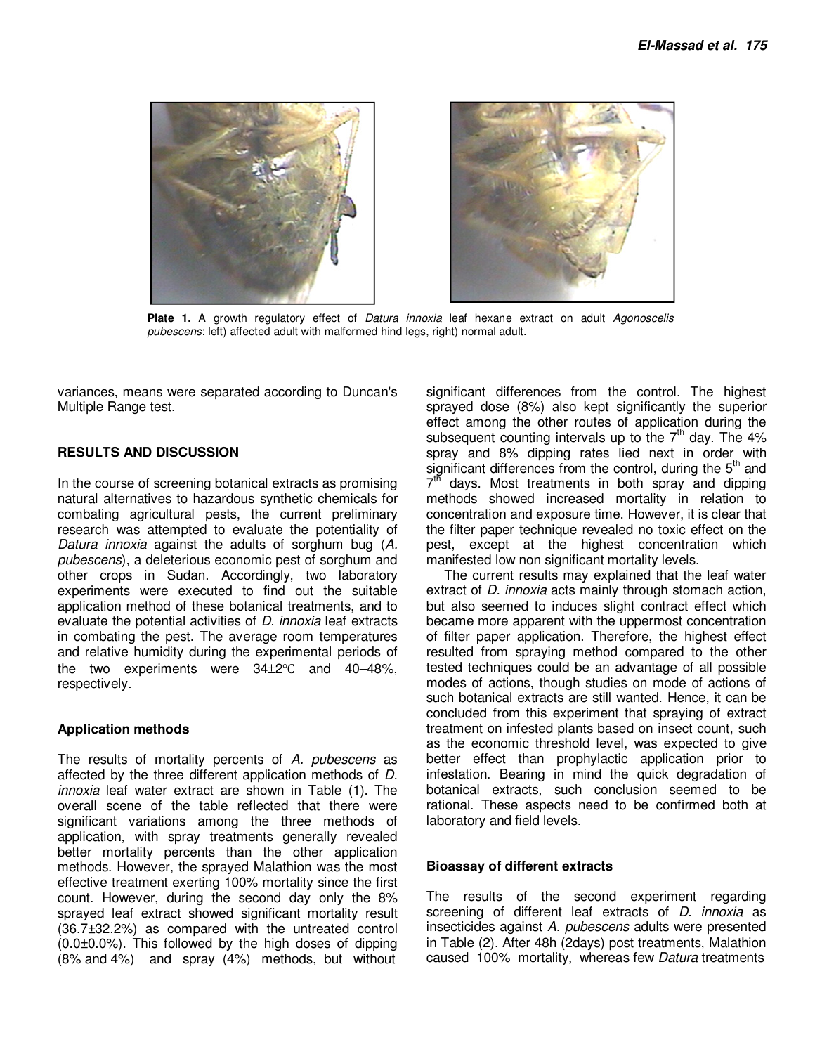Plate 1. A growth regulatory effect of *Datura innoxia* leaf hexane extract on adult *Agonoscelis pubescens*: left) affected adult with malformed hind legs, right) normal adult.

variances, means were separated according to Duncan's Multiple Range test.

## RESULTS AND DISCUSSION

In the course of screening botanical extracts as promising natural alternatives to hazardous synthetic chemicals for combating agricultural pests, the current preliminary research was attempted to evaluate the potentiality of *Datura innoxia* against the adults of sorghum bug (*A. pubescens*), a deleterious economic pest of sorghum and other crops in Sudan. Accordingly, two laboratory experiments were executed to find out the suitable application method of these botanical treatments, and to evaluate the potential activities of *D. innoxia* leaf extracts in combating the pest. The average room temperatures and relative humidity during the experimental periods of the two experiments were 34±2°C and 40–48%, respectively.

### Application methods

The results of mortality percents of *A. pubescens* as affected by the three different application methods of *D. innoxia* leaf water extract are shown in Table (1). The overall scene of the table reflected that there were significant variations among the three methods of application, with spray treatments generally revealed better mortality percents than the other application methods. However, the sprayed Malathion was the most effective treatment exerting 100% mortality since the first count. However, during the second day only the 8% sprayed leaf extract showed significant mortality result (36.7±32.2%) as compared with the untreated control (0.0±0.0%). This followed by the high doses of dipping (8% and 4%) and spray (4%) methods, but without significant differences from the control. The highest sprayed dose (8%) also kept significantly the superior effect among the other routes of application during the subsequent counting intervals up to the 7th day. The 4% spray and 8% dipping rates lied next in order with significant differences from the control, during the 5th and 7th days. Most treatments in both spray and dipping methods showed increased mortality in relation to concentration and exposure time. However, it is clear that the filter paper technique revealed no toxic effect on the pest, except at the highest concentration which manifested low non significant mortality levels.

The current results may explained that the leaf water extract of *D. innoxia* acts mainly through stomach action, but also seemed to induces slight contract effect which became more apparent with the uppermost concentration of filter paper application. Therefore, the highest effect resulted from spraying method compared to the other tested techniques could be an advantage of all possible modes of actions, though studies on mode of actions of such botanical extracts are still wanted. Hence, it can be concluded from this experiment that spraying of extract treatment on infested plants based on insect count, such as the economic threshold level, was expected to give better effect than prophylactic application prior to infestation. Bearing in mind the quick degradation of botanical extracts, such conclusion seemed to be rational. These aspects need to be confirmed both at laboratory and field levels.

### Bioassay of different extracts

The results of the second experiment regarding screening of different leaf extracts of *D. innoxia* as insecticides against *A. pubescens* adults were presented in Table (2). After 48h (2days) post treatments, Malathion caused 100% mortality, whereas few *Datura* treatments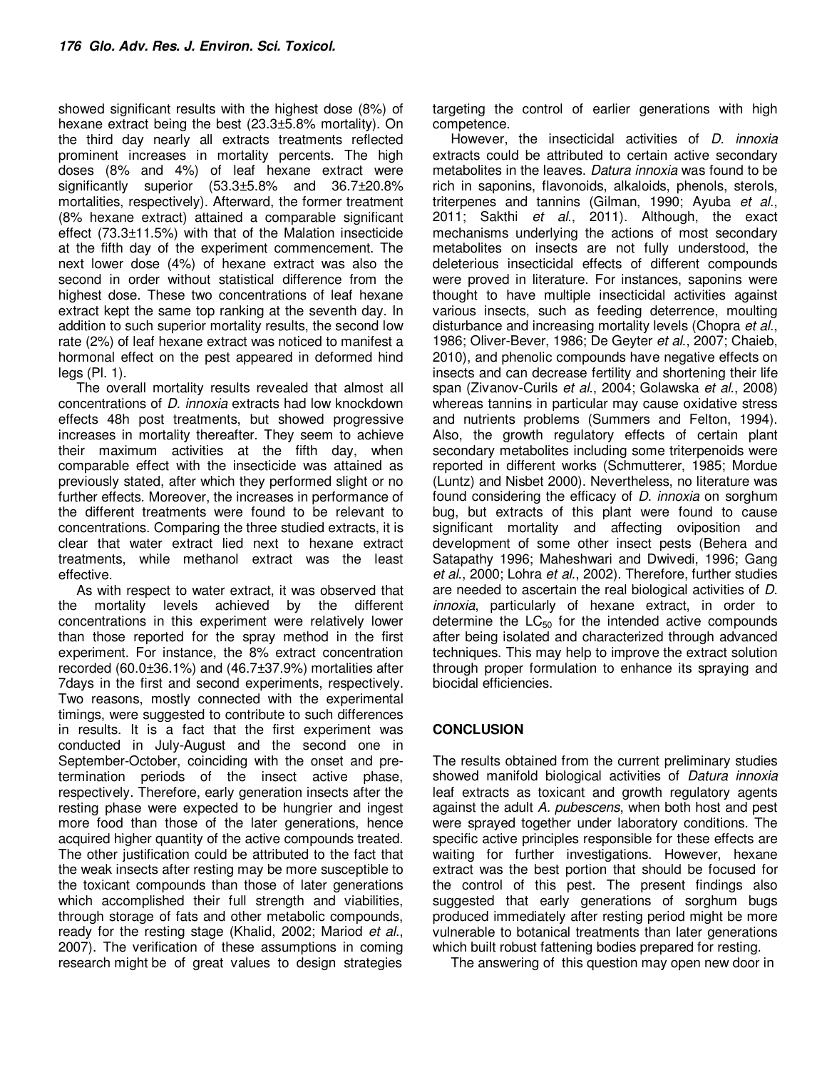showed significant results with the highest dose (8%) of hexane extract being the best (23.3±5.8% mortality). On the third day nearly all extracts treatments reflected prominent increases in mortality percents. The high doses (8% and 4%) of leaf hexane extract were significantly superior (53.3±5.8% and 36.7±20.8% mortalities, respectively). Afterward, the former treatment (8% hexane extract) attained a comparable significant effect (73.3±11.5%) with that of the Malation insecticide at the fifth day of the experiment commencement. The next lower dose (4%) of hexane extract was also the second in order without statistical difference from the highest dose. These two concentrations of leaf hexane extract kept the same top ranking at the seventh day. In addition to such superior mortality results, the second low rate (2%) of leaf hexane extract was noticed to manifest a hormonal effect on the pest appeared in deformed hind legs (Pl. 1).

The overall mortality results revealed that almost all concentrations of *D. innoxia* extracts had low knockdown effects 48h post treatments, but showed progressive increases in mortality thereafter. They seem to achieve their maximum activities at the fifth day, when comparable effect with the insecticide was attained as previously stated, after which they performed slight or no further effects. Moreover, the increases in performance of the different treatments were found to be relevant to concentrations. Comparing the three studied extracts, it is clear that water extract lied next to hexane extract treatments, while methanol extract was the least effective.

As with respect to water extract, it was observed that the mortality levels achieved by the different concentrations in this experiment were relatively lower than those reported for the spray method in the first experiment. For instance, the 8% extract concentration recorded (60.0±36.1%) and (46.7±37.9%) mortalities after 7days in the first and second experiments, respectively. Two reasons, mostly connected with the experimental timings, were suggested to contribute to such differences in results. It is a fact that the first experiment was conducted in July-August and the second one in September-October, coinciding with the onset and pre-termination periods of the insect active phase, respectively. Therefore, early generation insects after the resting phase were expected to be hungrier and ingest more food than those of the later generations, hence acquired higher quantity of the active compounds treated. The other justification could be attributed to the fact that the weak insects after resting may be more susceptible to the toxicant compounds than those of later generations which accomplished their full strength and viabilities, through storage of fats and other metabolic compounds, ready for the resting stage (Khalid, 2002; Mariod *et al*., 2007). The verification of these assumptions in coming research might be of great values to design strategies targeting the control of earlier generations with high competence.

However, the insecticidal activities of *D. innoxia* extracts could be attributed to certain active secondary metabolites in the leaves. *Datura innoxia* was found to be rich in saponins, flavonoids, alkaloids, phenols, sterols, triterpenes and tannins (Gilman, 1990; Ayuba *et al*., 2011; Sakthi *et al*., 2011). Although, the exact mechanisms underlying the actions of most secondary metabolites on insects are not fully understood, the deleterious insecticidal effects of different compounds were proved in literature. For instances, saponins were thought to have multiple insecticidal activities against various insects, such as feeding deterrence, moulting disturbance and increasing mortality levels (Chopra *et al*., 1986; Oliver-Bever, 1986; De Geyter *et al*., 2007; Chaieb, 2010), and phenolic compounds have negative effects on insects and can decrease fertility and shortening their life span (Zivanov-Curils *et al*., 2004; Golawska *et al*., 2008) whereas tannins in particular may cause oxidative stress and nutrients problems (Summers and Felton, 1994). Also, the growth regulatory effects of certain plant secondary metabolites including some triterpenoids were reported in different works (Schmutterer, 1985; Mordue (Luntz) and Nisbet 2000). Nevertheless, no literature was found considering the efficacy of *D. innoxia* on sorghum bug, but extracts of this plant were found to cause significant mortality and affecting oviposition and development of some other insect pests (Behera and Satapathy 1996; Maheshwari and Dwivedi, 1996; Gang *et al*., 2000; Lohra *et al*., 2002). Therefore, further studies are needed to ascertain the real biological activities of *D. innoxia*, particularly of hexane extract, in order to determine the $LC_{50}$ for the intended active compounds after being isolated and characterized through advanced techniques. This may help to improve the extract solution through proper formulation to enhance its spraying and biocidal efficiencies.

## CONCLUSION

The results obtained from the current preliminary studies showed manifold biological activities of *Datura innoxia* leaf extracts as toxicant and growth regulatory agents against the adult *A. pubescens*, when both host and pest were sprayed together under laboratory conditions. The specific active principles responsible for these effects are waiting for further investigations. However, hexane extract was the best portion that should be focused for the control of this pest. The present findings also suggested that early generations of sorghum bugs produced immediately after resting period might be more vulnerable to botanical treatments than later generations which built robust fattening bodies prepared for resting.

The answering of this question may open new door in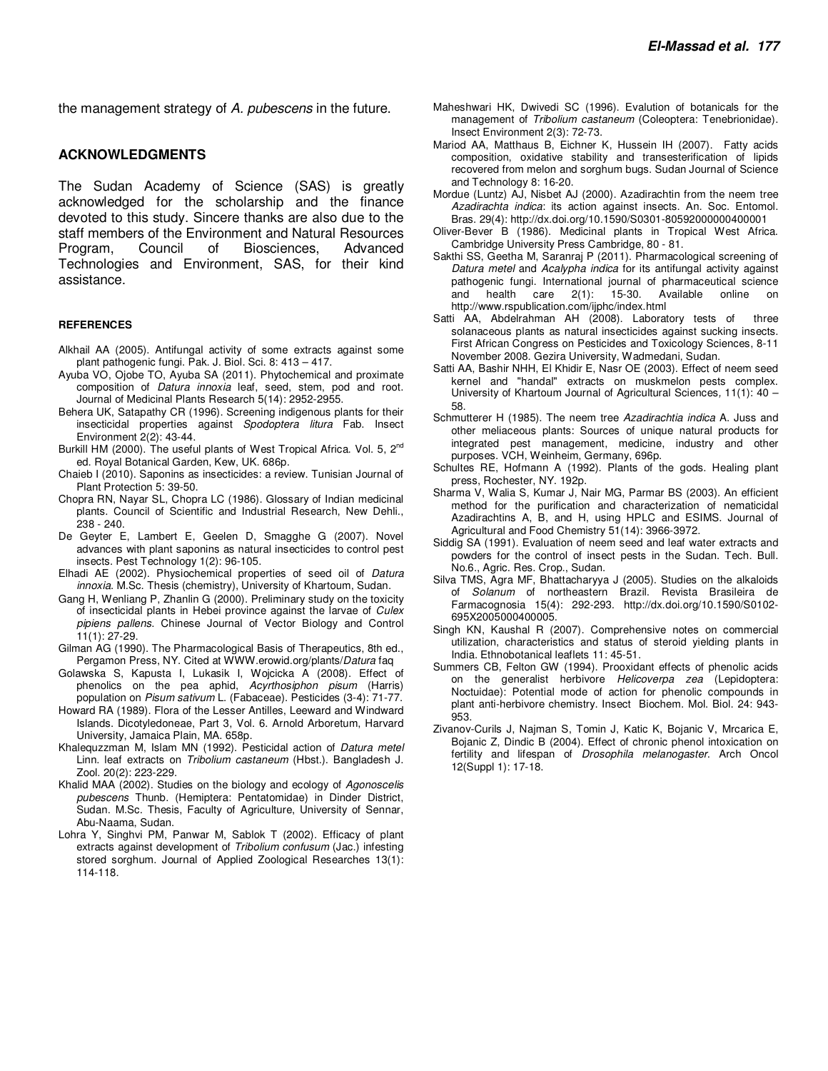the management strategy of *A. pubescens* in the future.

## ACKNOWLEDGMENTS

The Sudan Academy of Science (SAS) is greatly acknowledged for the scholarship and the finance devoted to this study. Sincere thanks are also due to the staff members of the Environment and Natural Resources Program, Council of Biosciences, Advanced Technologies and Environment, SAS, for their kind assistance.

### REFERENCES

Alkhail AA (2005). Antifungal activity of some extracts against some plant pathogenic fungi. Pak. J. Biol. Sci. 8: 413 – 417.

Ayuba VO, Ojobe TO, Ayuba SA (2011). Phytochemical and proximate composition of *Datura innoxia* leaf, seed, stem, pod and root. Journal of Medicinal Plants Research 5(14): 2952-2955.

Behera UK, Satapathy CR (1996). Screening indigenous plants for their insecticidal properties against *Spodoptera litura* Fab. Insect Environment 2(2): 43-44.

Burkill HM (2000). The useful plants of West Tropical Africa. Vol. 5, 2nd ed. Royal Botanical Garden, Kew, UK. 686p.

Chaieb I (2010). Saponins as insecticides: a review. Tunisian Journal of Plant Protection 5: 39-50.

Chopra RN, Nayar SL, Chopra LC (1986). Glossary of Indian medicinal plants. Council of Scientific and Industrial Research, New Dehli., 238 - 240.

De Geyter E, Lambert E, Geelen D, Smagghe G (2007). Novel advances with plant saponins as natural insecticides to control pest insects. Pest Technology 1(2): 96-105.

Elhadi AE (2002). Physiochemical properties of seed oil of *Datura innoxia*. M.Sc. Thesis (chemistry), University of Khartoum, Sudan.

Gang H, Wenliang P, Zhanlin G (2000). Preliminary study on the toxicity of insecticidal plants in Hebei province against the larvae of *Culex pipiens pallens*. Chinese Journal of Vector Biology and Control 11(1): 27-29.

Gilman AG (1990). The Pharmacological Basis of Therapeutics, 8th ed., Pergamon Press, NY. Cited at WWW.erowid.org/plants/*Datura* faq

Golawska S, Kapusta I, Lukasik I, Wojcicka A (2008). Effect of phenolics on the pea aphid, *Acyrthosiphon pisum* (Harris) population on *Pisum sativum* L. (Fabaceae). Pesticides (3-4): 71-77.

Howard RA (1989). Flora of the Lesser Antilles, Leeward and Windward Islands. Dicotyledoneae, Part 3, Vol. 6. Arnold Arboretum, Harvard University, Jamaica Plain, MA. 658p.

Khalequzzman M, Islam MN (1992). Pesticidal action of *Datura metel* Linn. leaf extracts on *Tribolium castaneum* (Hbst.). Bangladesh J. Zool. 20(2): 223-229.

Khalid MAA (2002). Studies on the biology and ecology of *Agonoscelis pubescens* Thunb. (Hemiptera: Pentatomidae) in Dinder District, Sudan. M.Sc. Thesis, Faculty of Agriculture, University of Sennar, Abu-Naama, Sudan.

Lohra Y, Singhvi PM, Panwar M, Sablok T (2002). Efficacy of plant extracts against development of *Tribolium confusum* (Jac.) infesting stored sorghum. Journal of Applied Zoological Researches 13(1): 114-118.

Maheshwari HK, Dwivedi SC (1996). Evalution of botanicals for the management of *Tribolium castaneum* (Coleoptera: Tenebrionidae). Insect Environment 2(3): 72-73.

Mariod AA, Matthaus B, Eichner K, Hussein IH (2007). Fatty acids composition, oxidative stability and transesterification of lipids recovered from melon and sorghum bugs. Sudan Journal of Science and Technology 8: 16-20.

Mordue (Luntz) AJ, Nisbet AJ (2000). Azadirachtin from the neem tree *Azadirachta indica*: its action against insects. An. Soc. Entomol. Bras. 29(4): http://dx.doi.org/10.1590/S0301-80592000000400001

Oliver-Bever B (1986). Medicinal plants in Tropical West Africa. Cambridge University Press Cambridge, 80 - 81.

Sakthi SS, Geetha M, Saranraj P (2011). Pharmacological screening of *Datura metel* and *Acalypha indica* for its antifungal activity against pathogenic fungi. International journal of pharmaceutical science and health care 2(1): 15-30. Available online on http://www.rspublication.com/ijphc/index.html

Satti AA, Abdelrahman AH (2008). Laboratory tests of three solanaceous plants as natural insecticides against sucking insects. First African Congress on Pesticides and Toxicology Sciences, 8-11 November 2008. Gezira University, Wadmedani, Sudan.

Satti AA, Bashir NHH, El Khidir E, Nasr OE (2003). Effect of neem seed kernel and "handal" extracts on muskmelon pests complex. University of Khartoum Journal of Agricultural Sciences, 11(1): 40 – 58.

Schmutterer H (1985). The neem tree *Azadirachtia indica* A. Juss and other meliaceous plants: Sources of unique natural products for integrated pest management, medicine, industry and other purposes. VCH, Weinheim, Germany, 696p.

Schultes RE, Hofmann A (1992). Plants of the gods. Healing plant press, Rochester, NY. 192p.

Sharma V, Walia S, Kumar J, Nair MG, Parmar BS (2003). An efficient method for the purification and characterization of nematicidal Azadirachtins A, B, and H, using HPLC and ESIMS. Journal of Agricultural and Food Chemistry 51(14): 3966-3972.

Siddig SA (1991). Evaluation of neem seed and leaf water extracts and powders for the control of insect pests in the Sudan. Tech. Bull. No.6., Agric. Res. Crop., Sudan.

Silva TMS, Agra MF, Bhattacharyya J (2005). Studies on the alkaloids of *Solanum* of northeastern Brazil. Revista Brasileira de Farmacognosia 15(4): 292-293. http://dx.doi.org/10.1590/S0102-695X2005000400005.

Singh KN, Kaushal R (2007). Comprehensive notes on commercial utilization, characteristics and status of steroid yielding plants in India. Ethnobotanical leaflets 11: 45-51.

Summers CB, Felton GW (1994). Prooxidant effects of phenolic acids on the generalist herbivore *Helicoverpa zea* (Lepidoptera: Noctuidae): Potential mode of action for phenolic compounds in plant anti-herbivore chemistry. Insect Biochem. Mol. Biol. 24: 943-953.

Zivanov-Curils J, Najman S, Tomin J, Katic K, Bojanic V, Mrcarica E, Bojanic Z, Dindic B (2004). Effect of chronic phenol intoxication on fertility and lifespan of *Drosophila melanogaster*. Arch Oncol 12(Suppl 1): 17-18.